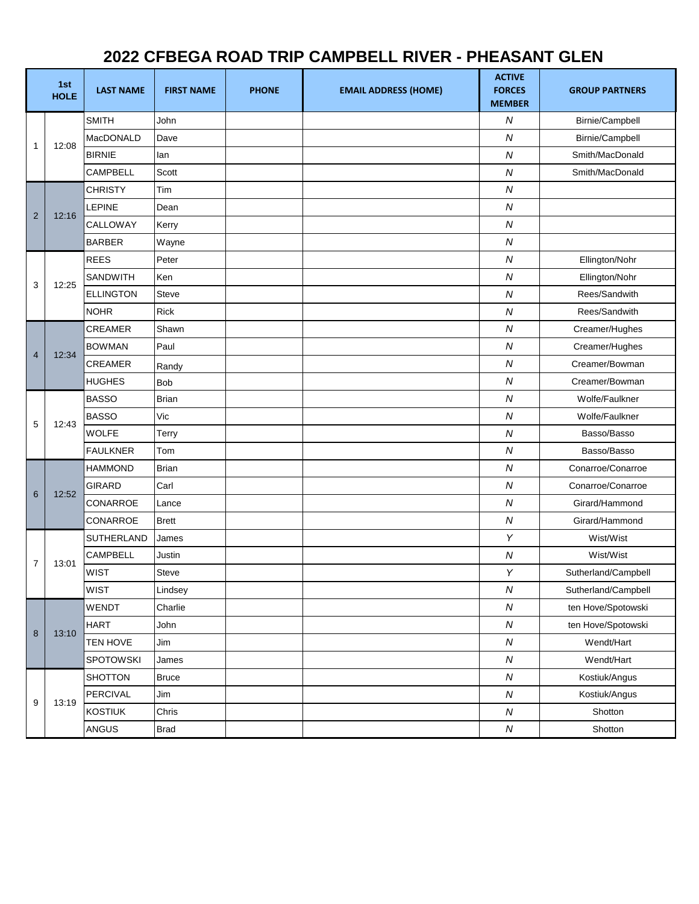# 2022 CFBEGA ROAD TRIP CAMPBELL RIVER - PHEASANT GLEN

| | 1st HOLE | LAST NAME | FIRST NAME | PHONE | EMAIL ADDRESS (HOME) | ACTIVE FORCES MEMBER | GROUP PARTNERS |
|---|---|---|---|---|---|---|---|
| 1 | 12:08 | SMITH | John | | | N | Birnie/Campbell |
| | | MacDONALD | Dave | | | N | Birnie/Campbell |
| | | BIRNIE | Ian | | | N | Smith/MacDonald |
| | | CAMPBELL | Scott | | | N | Smith/MacDonald |
| 2 | 12:16 | CHRISTY | Tim | | | N | |
| | | LEPINE | Dean | | | N | |
| | | CALLOWAY | Kerry | | | N | |
| | | BARBER | Wayne | | | N | |
| 3 | 12:25 | REES | Peter | | | N | Ellington/Nohr |
| | | SANDWITH | Ken | | | N | Ellington/Nohr |
| | | ELLINGTON | Steve | | | N | Rees/Sandwith |
| | | NOHR | Rick | | | N | Rees/Sandwith |
| 4 | 12:34 | CREAMER | Shawn | | | N | Creamer/Hughes |
| | | BOWMAN | Paul | | | N | Creamer/Hughes |
| | | CREAMER | Randy | | | N | Creamer/Bowman |
| | | HUGHES | Bob | | | N | Creamer/Bowman |
| 5 | 12:43 | BASSO | Brian | | | N | Wolfe/Faulkner |
| | | BASSO | Vic | | | N | Wolfe/Faulkner |
| | | WOLFE | Terry | | | N | Basso/Basso |
| | | FAULKNER | Tom | | | N | Basso/Basso |
| 6 | 12:52 | HAMMOND | Brian | | | N | Conarroe/Conarroe |
| | | GIRARD | Carl | | | N | Conarroe/Conarroe |
| | | CONARROE | Lance | | | N | Girard/Hammond |
| | | CONARROE | Brett | | | N | Girard/Hammond |
| 7 | 13:01 | SUTHERLAND | James | | | Y | Wist/Wist |
| | | CAMPBELL | Justin | | | N | Wist/Wist |
| | | WIST | Steve | | | Y | Sutherland/Campbell |
| | | WIST | Lindsey | | | N | Sutherland/Campbell |
| 8 | 13:10 | WENDT | Charlie | | | N | ten Hove/Spotowski |
| | | HART | John | | | N | ten Hove/Spotowski |
| | | TEN HOVE | Jim | | | N | Wendt/Hart |
| | | SPOTOWSKI | James | | | N | Wendt/Hart |
| 9 | 13:19 | SHOTTON | Bruce | | | N | Kostiuk/Angus |
| | | PERCIVAL | Jim | | | N | Kostiuk/Angus |
| | | KOSTIUK | Chris | | | N | Shotton |
| | | ANGUS | Brad | | | N | Shotton |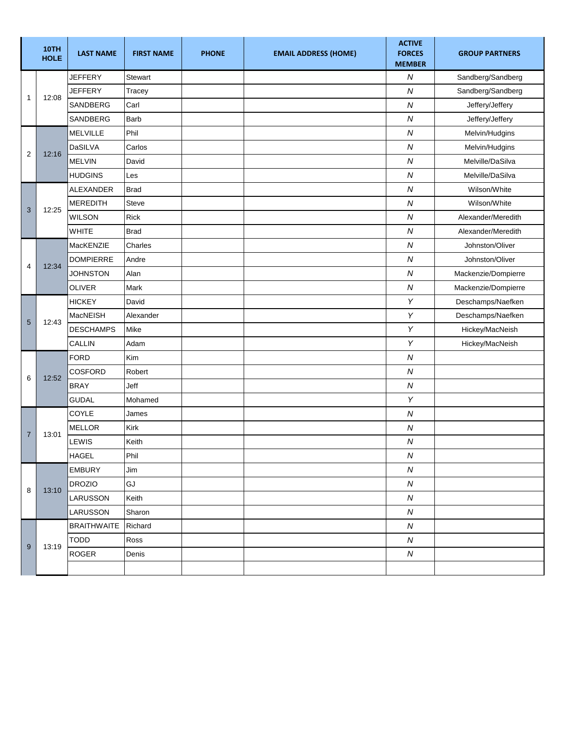| | 10TH HOLE | LAST NAME | FIRST NAME | PHONE | EMAIL ADDRESS (HOME) | ACTIVE FORCES MEMBER | GROUP PARTNERS |
|---|---|---|---|---|---|---|---|
| 1 | 12:08 | JEFFERY | Stewart | | | N | Sandberg/Sandberg |
| | | JEFFERY | Tracey | | | N | Sandberg/Sandberg |
| | | SANDBERG | Carl | | | N | Jeffery/Jeffery |
| | | SANDBERG | Barb | | | N | Jeffery/Jeffery |
| 2 | 12:16 | MELVILLE | Phil | | | N | Melvin/Hudgins |
| | | DaSILVA | Carlos | | | N | Melvin/Hudgins |
| | | MELVIN | David | | | N | Melville/DaSilva |
| | | HUDGINS | Les | | | N | Melville/DaSilva |
| 3 | 12:25 | ALEXANDER | Brad | | | N | Wilson/White |
| | | MEREDITH | Steve | | | N | Wilson/White |
| | | WILSON | Rick | | | N | Alexander/Meredith |
| | | WHITE | Brad | | | N | Alexander/Meredith |
| 4 | 12:34 | MacKENZIE | Charles | | | N | Johnston/Oliver |
| | | DOMPIERRE | Andre | | | N | Johnston/Oliver |
| | | JOHNSTON | Alan | | | N | Mackenzie/Dompierre |
| | | OLIVER | Mark | | | N | Mackenzie/Dompierre |
| 5 | 12:43 | HICKEY | David | | | Y | Deschamps/Naefken |
| | | MacNEISH | Alexander | | | Y | Deschamps/Naefken |
| | | DESCHAMPS | Mike | | | Y | Hickey/MacNeish |
| | | CALLIN | Adam | | | Y | Hickey/MacNeish |
| 6 | 12:52 | FORD | Kim | | | N | |
| | | COSFORD | Robert | | | N | |
| | | BRAY | Jeff | | | N | |
| | | GUDAL | Mohamed | | | Y | |
| 7 | 13:01 | COYLE | James | | | N | |
| | | MELLOR | Kirk | | | N | |
| | | LEWIS | Keith | | | N | |
| | | HAGEL | Phil | | | N | |
| 8 | 13:10 | EMBURY | Jim | | | N | |
| | | DROZIO | GJ | | | N | |
| | | LARUSSON | Keith | | | N | |
| | | LARUSSON | Sharon | | | N | |
| 9 | 13:19 | BRAITHWAITE | Richard | | | N | |
| | | TODD | Ross | | | N | |
| | | ROGER | Denis | | | N | |
| | | | | | | | |